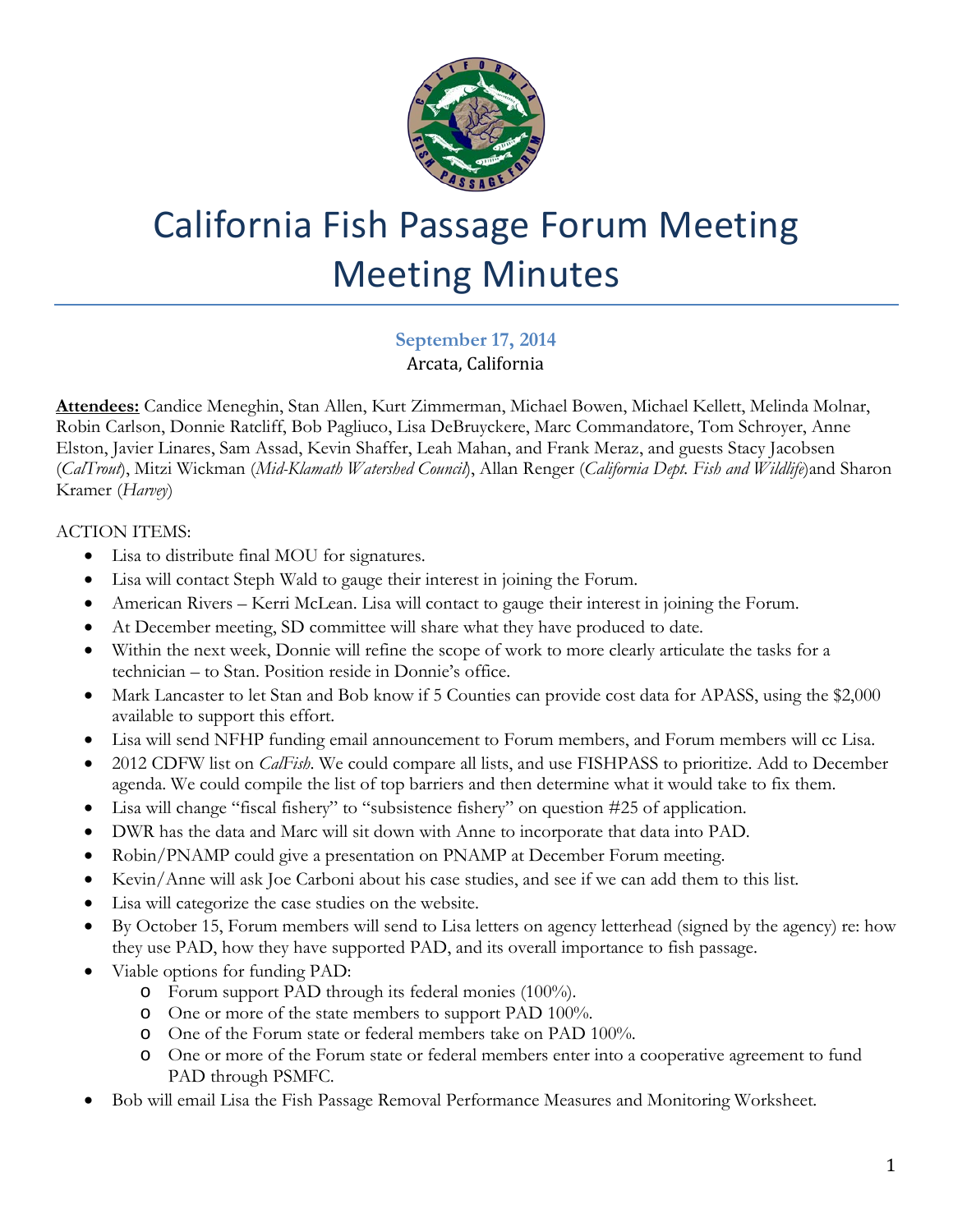# California Fish Passage Forum Meeting Meeting Minutes

**September 17, 2014**
Arcata, California

**Attendees:** Candice Meneghin, Stan Allen, Kurt Zimmerman, Michael Bowen, Michael Kellett, Melinda Molnar, Robin Carlson, Donnie Ratcliff, Bob Pagliuco, Lisa DeBruyckere, Marc Commandatore, Tom Schroyer, Anne Elston, Javier Linares, Sam Assad, Kevin Shaffer, Leah Mahan, and Frank Meraz, and guests Stacy Jacobsen (*CalTrout*), Mitzi Wickman (*Mid-Klamath Watershed Council*), Allan Renger (*California Dept. Fish and Wildlife*)and Sharon Kramer (*Harvey*)

ACTION ITEMS:

- Lisa to distribute final MOU for signatures.
- Lisa will contact Steph Wald to gauge their interest in joining the Forum.
- American Rivers – Kerri McLean. Lisa will contact to gauge their interest in joining the Forum.
- At December meeting, SD committee will share what they have produced to date.
- Within the next week, Donnie will refine the scope of work to more clearly articulate the tasks for a technician – to Stan. Position reside in Donnie's office.
- Mark Lancaster to let Stan and Bob know if 5 Counties can provide cost data for APASS, using the $2,000 available to support this effort.
- Lisa will send NFHP funding email announcement to Forum members, and Forum members will cc Lisa.
- 2012 CDFW list on *CalFish*. We could compare all lists, and use FISHPASS to prioritize. Add to December agenda. We could compile the list of top barriers and then determine what it would take to fix them.
- Lisa will change "fiscal fishery" to "subsistence fishery" on question #25 of application.
- DWR has the data and Marc will sit down with Anne to incorporate that data into PAD.
- Robin/PNAMP could give a presentation on PNAMP at December Forum meeting.
- Kevin/Anne will ask Joe Carboni about his case studies, and see if we can add them to this list.
- Lisa will categorize the case studies on the website.
- By October 15, Forum members will send to Lisa letters on agency letterhead (signed by the agency) re: how they use PAD, how they have supported PAD, and its overall importance to fish passage.
- Viable options for funding PAD:
  - Forum support PAD through its federal monies (100%).
  - One or more of the state members to support PAD 100%.
  - One of the Forum state or federal members take on PAD 100%.
  - One or more of the Forum state or federal members enter into a cooperative agreement to fund PAD through PSMFC.
- Bob will email Lisa the Fish Passage Removal Performance Measures and Monitoring Worksheet.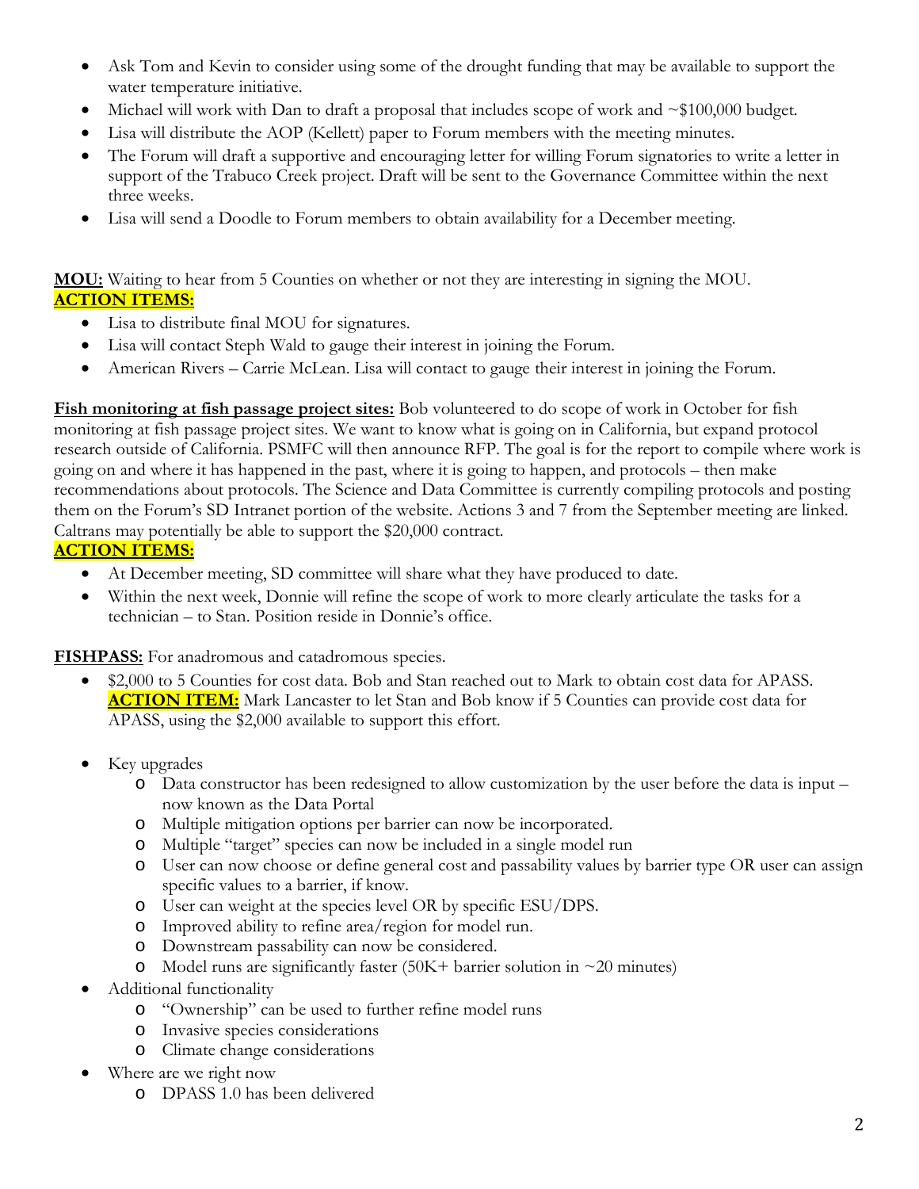- Ask Tom and Kevin to consider using some of the drought funding that may be available to support the water temperature initiative.
- Michael will work with Dan to draft a proposal that includes scope of work and ~$100,000 budget.
- Lisa will distribute the AOP (Kellett) paper to Forum members with the meeting minutes.
- The Forum will draft a supportive and encouraging letter for willing Forum signatories to write a letter in support of the Trabuco Creek project. Draft will be sent to the Governance Committee within the next three weeks.
- Lisa will send a Doodle to Forum members to obtain availability for a December meeting.

**MOU:** Waiting to hear from 5 Counties on whether or not they are interesting in signing the MOU.
**ACTION ITEMS:**

- Lisa to distribute final MOU for signatures.
- Lisa will contact Steph Wald to gauge their interest in joining the Forum.
- American Rivers – Carrie McLean. Lisa will contact to gauge their interest in joining the Forum.

**Fish monitoring at fish passage project sites:** Bob volunteered to do scope of work in October for fish monitoring at fish passage project sites. We want to know what is going on in California, but expand protocol research outside of California. PSMFC will then announce RFP. The goal is for the report to compile where work is going on and where it has happened in the past, where it is going to happen, and protocols – then make recommendations about protocols. The Science and Data Committee is currently compiling protocols and posting them on the Forum's SD Intranet portion of the website. Actions 3 and 7 from the September meeting are linked. Caltrans may potentially be able to support the $20,000 contract.
**ACTION ITEMS:**

- At December meeting, SD committee will share what they have produced to date.
- Within the next week, Donnie will refine the scope of work to more clearly articulate the tasks for a technician – to Stan. Position reside in Donnie's office.

**FISHPASS:** For anadromous and catadromous species.

- $2,000 to 5 Counties for cost data. Bob and Stan reached out to Mark to obtain cost data for APASS. **ACTION ITEM:** Mark Lancaster to let Stan and Bob know if 5 Counties can provide cost data for APASS, using the $2,000 available to support this effort.

- Key upgrades
  - Data constructor has been redesigned to allow customization by the user before the data is input – now known as the Data Portal
  - Multiple mitigation options per barrier can now be incorporated.
  - Multiple "target" species can now be included in a single model run
  - User can now choose or define general cost and passability values by barrier type OR user can assign specific values to a barrier, if know.
  - User can weight at the species level OR by specific ESU/DPS.
  - Improved ability to refine area/region for model run.
  - Downstream passability can now be considered.
  - Model runs are significantly faster (50K+ barrier solution in ~20 minutes)
- Additional functionality
  - "Ownership" can be used to further refine model runs
  - Invasive species considerations
  - Climate change considerations
- Where are we right now
  - DPASS 1.0 has been delivered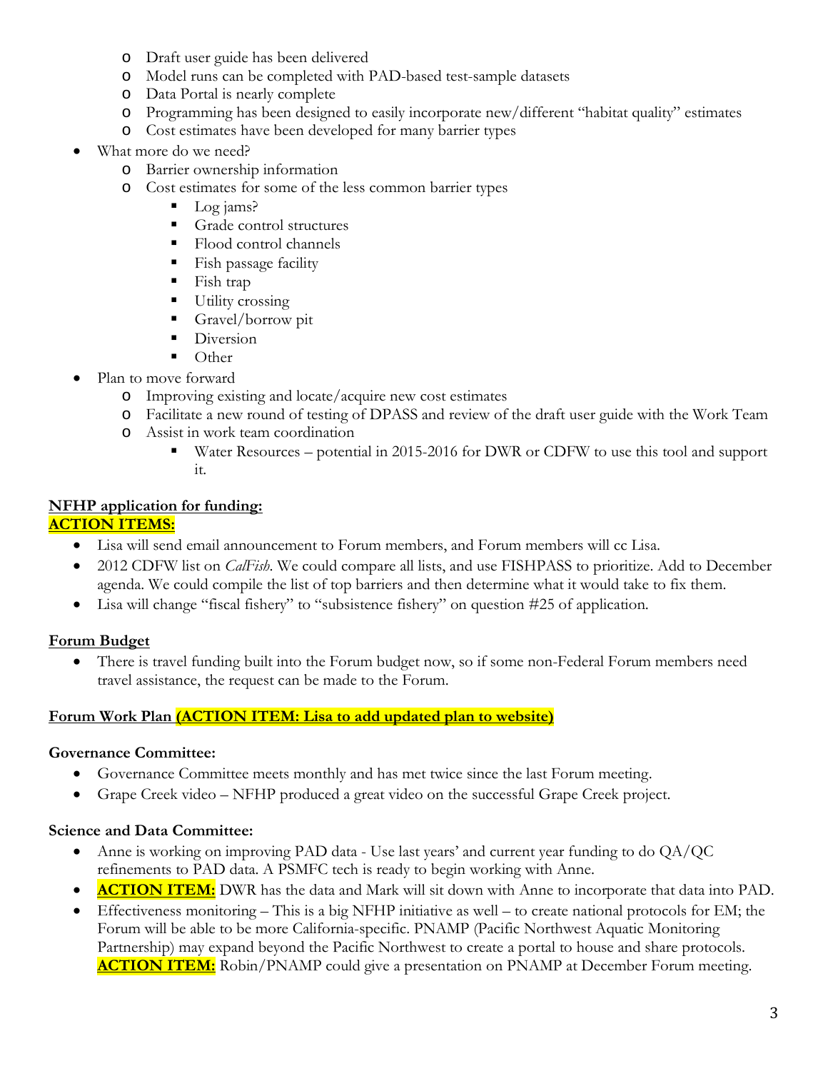- Draft user guide has been delivered
  - Model runs can be completed with PAD-based test-sample datasets
  - Data Portal is nearly complete
  - Programming has been designed to easily incorporate new/different "habitat quality" estimates
  - Cost estimates have been developed for many barrier types
- What more do we need?
  - Barrier ownership information
  - Cost estimates for some of the less common barrier types
    - Log jams?
    - Grade control structures
    - Flood control channels
    - Fish passage facility
    - Fish trap
    - Utility crossing
    - Gravel/borrow pit
    - Diversion
    - Other
- Plan to move forward
  - Improving existing and locate/acquire new cost estimates
  - Facilitate a new round of testing of DPASS and review of the draft user guide with the Work Team
  - Assist in work team coordination
    - Water Resources – potential in 2015-2016 for DWR or CDFW to use this tool and support it.

**NFHP application for funding:**

**ACTION ITEMS:**

- Lisa will send email announcement to Forum members, and Forum members will cc Lisa.
- 2012 CDFW list on *CalFish*. We could compare all lists, and use FISHPASS to prioritize. Add to December agenda. We could compile the list of top barriers and then determine what it would take to fix them.
- Lisa will change "fiscal fishery" to "subsistence fishery" on question #25 of application.

**Forum Budget**

- There is travel funding built into the Forum budget now, so if some non-Federal Forum members need travel assistance, the request can be made to the Forum.

**Forum Work Plan (ACTION ITEM: Lisa to add updated plan to website)**

**Governance Committee:**

- Governance Committee meets monthly and has met twice since the last Forum meeting.
- Grape Creek video – NFHP produced a great video on the successful Grape Creek project.

**Science and Data Committee:**

- Anne is working on improving PAD data - Use last years' and current year funding to do QA/QC refinements to PAD data. A PSMFC tech is ready to begin working with Anne.
- **ACTION ITEM:** DWR has the data and Mark will sit down with Anne to incorporate that data into PAD.
- Effectiveness monitoring – This is a big NFHP initiative as well – to create national protocols for EM; the Forum will be able to be more California-specific. PNAMP (Pacific Northwest Aquatic Monitoring Partnership) may expand beyond the Pacific Northwest to create a portal to house and share protocols. **ACTION ITEM:** Robin/PNAMP could give a presentation on PNAMP at December Forum meeting.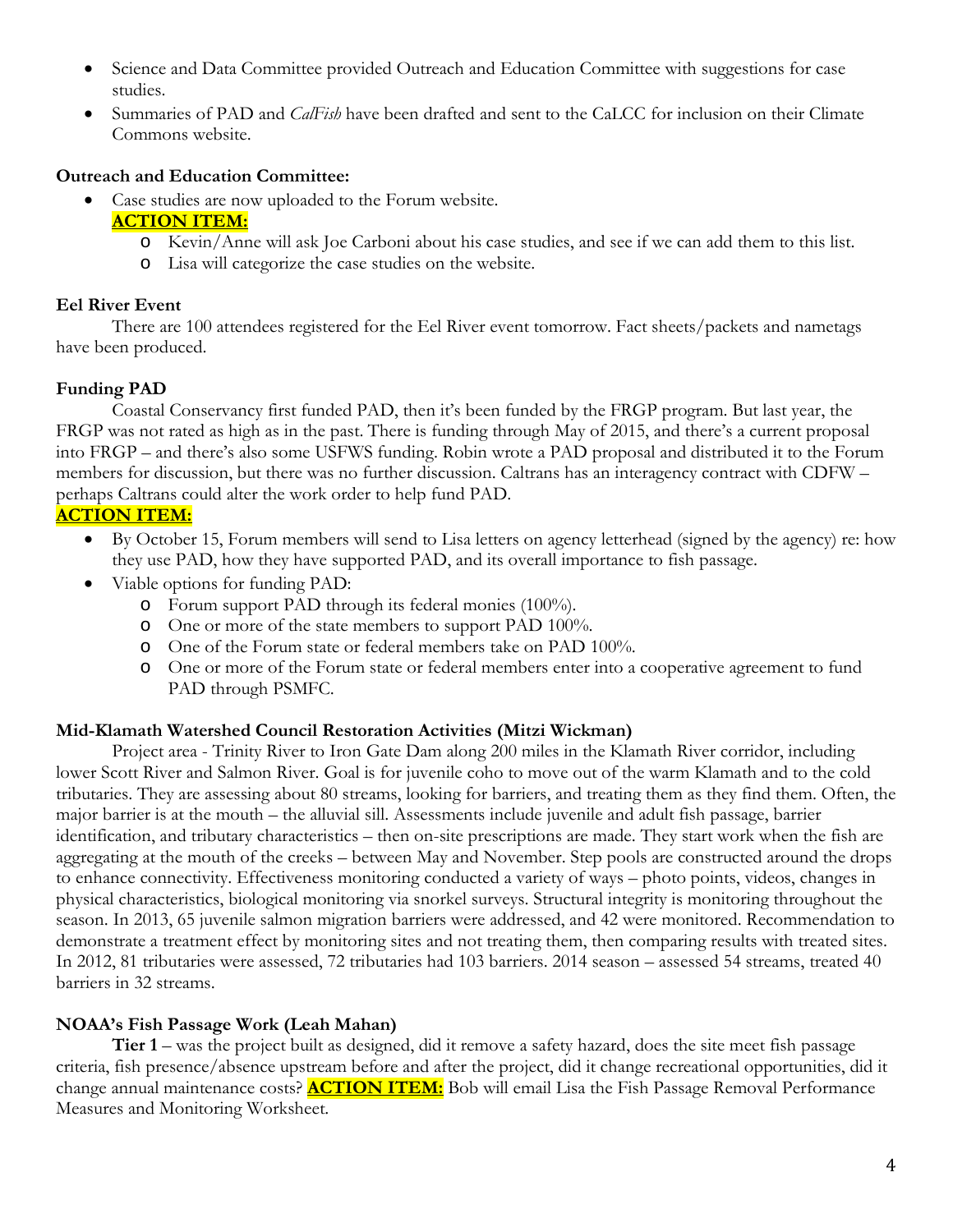- Science and Data Committee provided Outreach and Education Committee with suggestions for case studies.
- Summaries of PAD and *CalFish* have been drafted and sent to the CaLCC for inclusion on their Climate Commons website.

**Outreach and Education Committee:**

- Case studies are now uploaded to the Forum website.

  **ACTION ITEM:**
  - Kevin/Anne will ask Joe Carboni about his case studies, and see if we can add them to this list.
  - Lisa will categorize the case studies on the website.

**Eel River Event**

There are 100 attendees registered for the Eel River event tomorrow. Fact sheets/packets and nametags have been produced.

**Funding PAD**

Coastal Conservancy first funded PAD, then it's been funded by the FRGP program. But last year, the FRGP was not rated as high as in the past. There is funding through May of 2015, and there's a current proposal into FRGP – and there's also some USFWS funding. Robin wrote a PAD proposal and distributed it to the Forum members for discussion, but there was no further discussion. Caltrans has an interagency contract with CDFW – perhaps Caltrans could alter the work order to help fund PAD.

**ACTION ITEM:**

- By October 15, Forum members will send to Lisa letters on agency letterhead (signed by the agency) re: how they use PAD, how they have supported PAD, and its overall importance to fish passage.
- Viable options for funding PAD:
  - Forum support PAD through its federal monies (100%).
  - One or more of the state members to support PAD 100%.
  - One of the Forum state or federal members take on PAD 100%.
  - One or more of the Forum state or federal members enter into a cooperative agreement to fund PAD through PSMFC.

**Mid-Klamath Watershed Council Restoration Activities (Mitzi Wickman)**

Project area - Trinity River to Iron Gate Dam along 200 miles in the Klamath River corridor, including lower Scott River and Salmon River. Goal is for juvenile coho to move out of the warm Klamath and to the cold tributaries. They are assessing about 80 streams, looking for barriers, and treating them as they find them. Often, the major barrier is at the mouth – the alluvial sill. Assessments include juvenile and adult fish passage, barrier identification, and tributary characteristics – then on-site prescriptions are made. They start work when the fish are aggregating at the mouth of the creeks – between May and November. Step pools are constructed around the drops to enhance connectivity. Effectiveness monitoring conducted a variety of ways – photo points, videos, changes in physical characteristics, biological monitoring via snorkel surveys. Structural integrity is monitoring throughout the season. In 2013, 65 juvenile salmon migration barriers were addressed, and 42 were monitored. Recommendation to demonstrate a treatment effect by monitoring sites and not treating them, then comparing results with treated sites. In 2012, 81 tributaries were assessed, 72 tributaries had 103 barriers. 2014 season – assessed 54 streams, treated 40 barriers in 32 streams.

**NOAA's Fish Passage Work (Leah Mahan)**

**Tier 1** – was the project built as designed, did it remove a safety hazard, does the site meet fish passage criteria, fish presence/absence upstream before and after the project, did it change recreational opportunities, did it change annual maintenance costs? **ACTION ITEM:** Bob will email Lisa the Fish Passage Removal Performance Measures and Monitoring Worksheet.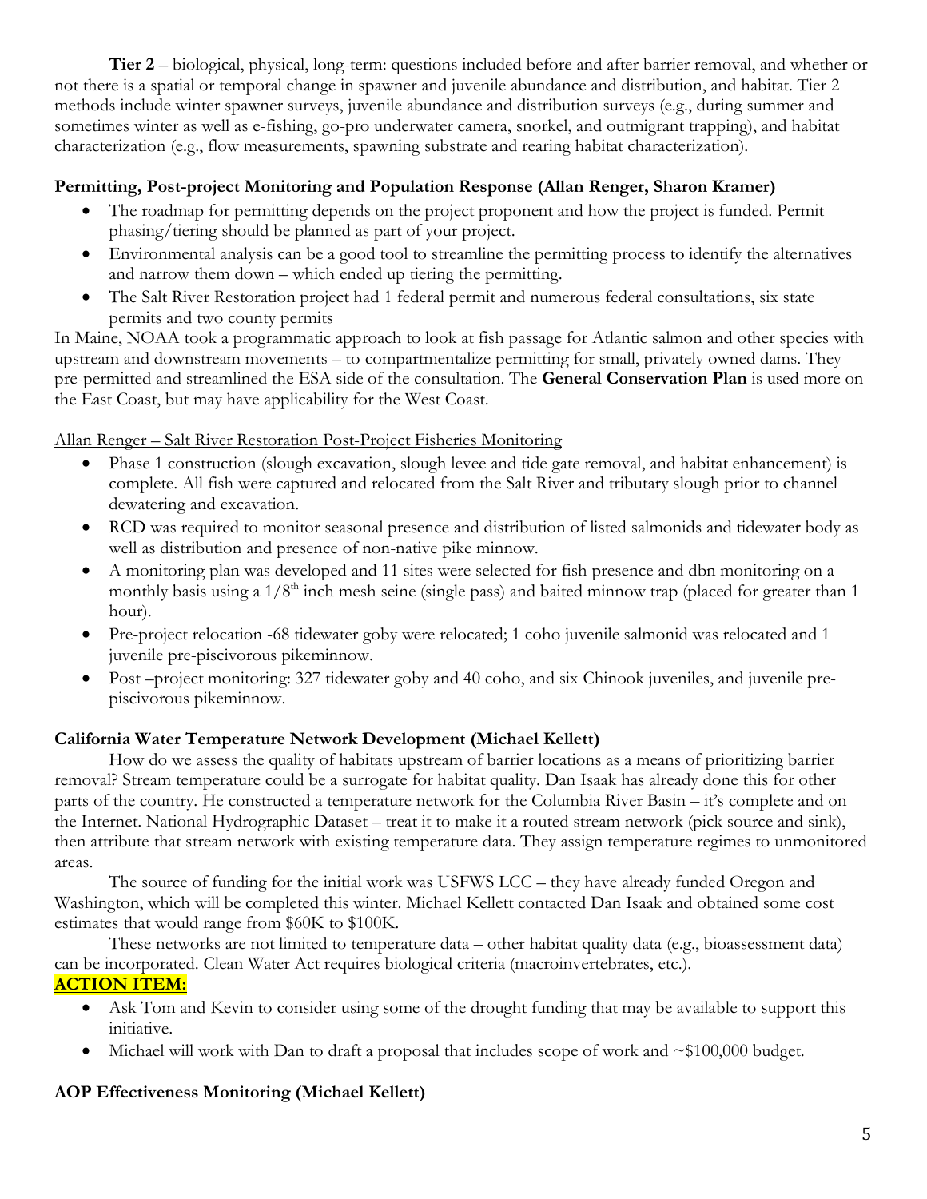**Tier 2** – biological, physical, long-term: questions included before and after barrier removal, and whether or not there is a spatial or temporal change in spawner and juvenile abundance and distribution, and habitat. Tier 2 methods include winter spawner surveys, juvenile abundance and distribution surveys (e.g., during summer and sometimes winter as well as e-fishing, go-pro underwater camera, snorkel, and outmigrant trapping), and habitat characterization (e.g., flow measurements, spawning substrate and rearing habitat characterization).

**Permitting, Post-project Monitoring and Population Response (Allan Renger, Sharon Kramer)**

- The roadmap for permitting depends on the project proponent and how the project is funded. Permit phasing/tiering should be planned as part of your project.
- Environmental analysis can be a good tool to streamline the permitting process to identify the alternatives and narrow them down – which ended up tiering the permitting.
- The Salt River Restoration project had 1 federal permit and numerous federal consultations, six state permits and two county permits

In Maine, NOAA took a programmatic approach to look at fish passage for Atlantic salmon and other species with upstream and downstream movements – to compartmentalize permitting for small, privately owned dams. They pre-permitted and streamlined the ESA side of the consultation. The **General Conservation Plan** is used more on the East Coast, but may have applicability for the West Coast.

Allan Renger – Salt River Restoration Post-Project Fisheries Monitoring

- Phase 1 construction (slough excavation, slough levee and tide gate removal, and habitat enhancement) is complete. All fish were captured and relocated from the Salt River and tributary slough prior to channel dewatering and excavation.
- RCD was required to monitor seasonal presence and distribution of listed salmonids and tidewater body as well as distribution and presence of non-native pike minnow.
- A monitoring plan was developed and 11 sites were selected for fish presence and dbn monitoring on a monthly basis using a 1/8th inch mesh seine (single pass) and baited minnow trap (placed for greater than 1 hour).
- Pre-project relocation -68 tidewater goby were relocated; 1 coho juvenile salmonid was relocated and 1 juvenile pre-piscivorous pikeminnow.
- Post –project monitoring: 327 tidewater goby and 40 coho, and six Chinook juveniles, and juvenile pre-piscivorous pikeminnow.

**California Water Temperature Network Development (Michael Kellett)**

How do we assess the quality of habitats upstream of barrier locations as a means of prioritizing barrier removal? Stream temperature could be a surrogate for habitat quality. Dan Isaak has already done this for other parts of the country. He constructed a temperature network for the Columbia River Basin – it's complete and on the Internet. National Hydrographic Dataset – treat it to make it a routed stream network (pick source and sink), then attribute that stream network with existing temperature data. They assign temperature regimes to unmonitored areas.

The source of funding for the initial work was USFWS LCC – they have already funded Oregon and Washington, which will be completed this winter. Michael Kellett contacted Dan Isaak and obtained some cost estimates that would range from \$60K to \$100K.

These networks are not limited to temperature data – other habitat quality data (e.g., bioassessment data) can be incorporated. Clean Water Act requires biological criteria (macroinvertebrates, etc.).

**ACTION ITEM:**

- Ask Tom and Kevin to consider using some of the drought funding that may be available to support this initiative.
- Michael will work with Dan to draft a proposal that includes scope of work and ~\$100,000 budget.

**AOP Effectiveness Monitoring (Michael Kellett)**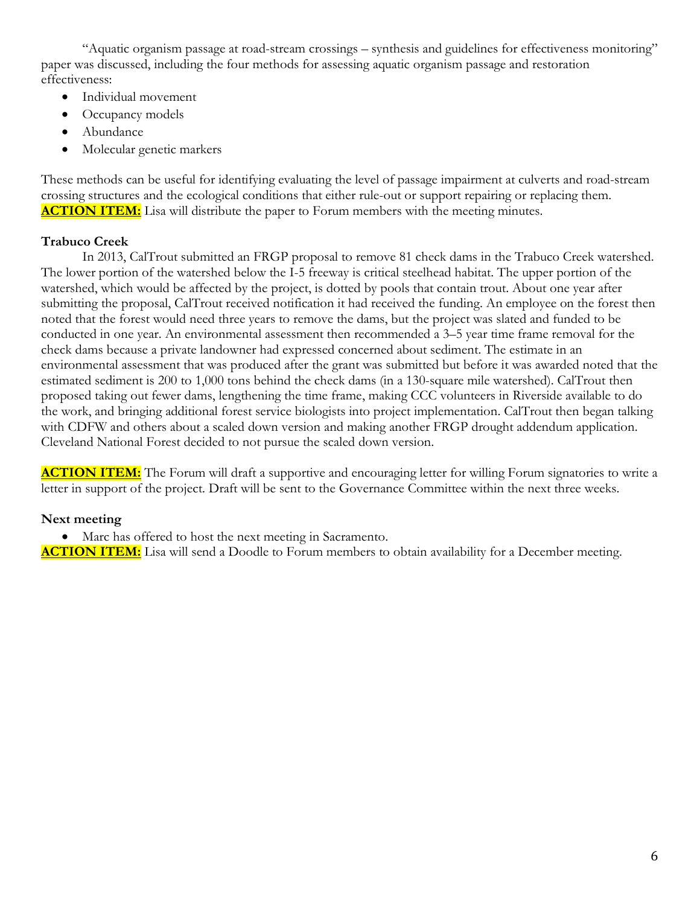"Aquatic organism passage at road-stream crossings – synthesis and guidelines for effectiveness monitoring" paper was discussed, including the four methods for assessing aquatic organism passage and restoration effectiveness:

- Individual movement
- Occupancy models
- Abundance
- Molecular genetic markers

These methods can be useful for identifying evaluating the level of passage impairment at culverts and road-stream crossing structures and the ecological conditions that either rule-out or support repairing or replacing them.
**ACTION ITEM:** Lisa will distribute the paper to Forum members with the meeting minutes.

**Trabuco Creek**

In 2013, CalTrout submitted an FRGP proposal to remove 81 check dams in the Trabuco Creek watershed. The lower portion of the watershed below the I-5 freeway is critical steelhead habitat. The upper portion of the watershed, which would be affected by the project, is dotted by pools that contain trout. About one year after submitting the proposal, CalTrout received notification it had received the funding. An employee on the forest then noted that the forest would need three years to remove the dams, but the project was slated and funded to be conducted in one year. An environmental assessment then recommended a 3–5 year time frame removal for the check dams because a private landowner had expressed concerned about sediment. The estimate in an environmental assessment that was produced after the grant was submitted but before it was awarded noted that the estimated sediment is 200 to 1,000 tons behind the check dams (in a 130-square mile watershed). CalTrout then proposed taking out fewer dams, lengthening the time frame, making CCC volunteers in Riverside available to do the work, and bringing additional forest service biologists into project implementation. CalTrout then began talking with CDFW and others about a scaled down version and making another FRGP drought addendum application. Cleveland National Forest decided to not pursue the scaled down version.

**ACTION ITEM:** The Forum will draft a supportive and encouraging letter for willing Forum signatories to write a letter in support of the project. Draft will be sent to the Governance Committee within the next three weeks.

**Next meeting**

- Marc has offered to host the next meeting in Sacramento.

**ACTION ITEM:** Lisa will send a Doodle to Forum members to obtain availability for a December meeting.